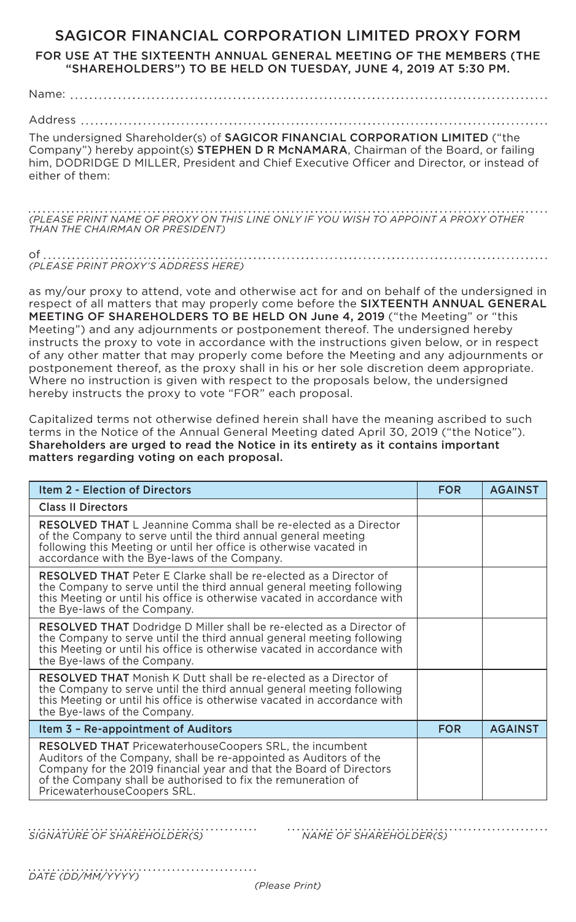# SAGICOR FINANCIAL CORPORATION LIMITED PROXY FORM

## FOR USE AT THE SIXTEENTH ANNUAL GENERAL MEETING OF THE MEMBERS (THE "SHAREHOLDERS") TO BE HELD ON TUESDAY, JUNE 4, 2019 AT 5:30 PM.

Name: ..............................................................................................................

Address ..............................................................................................................

The undersigned Shareholder(s) of **SAGICOR FINANCIAL CORPORATION LIMITED** ("the Company") hereby appoint(s) **STEPHEN D R McNAMARA**, Chairman of the Board, or failing him, DODRIDGE D MILLER, President and Chief Executive Officer and Director, or instead of either of them:

..............................................................................................................
*(PLEASE PRINT NAME OF PROXY ON THIS LINE ONLY IF YOU WISH TO APPOINT A PROXY OTHER THAN THE CHAIRMAN OR PRESIDENT)*

of ..............................................................................................................
*(PLEASE PRINT PROXY'S ADDRESS HERE)*

as my/our proxy to attend, vote and otherwise act for and on behalf of the undersigned in respect of all matters that may properly come before the **SIXTEENTH ANNUAL GENERAL MEETING OF SHAREHOLDERS TO BE HELD ON June 4, 2019** ("the Meeting" or "this Meeting") and any adjournments or postponement thereof. The undersigned hereby instructs the proxy to vote in accordance with the instructions given below, or in respect of any other matter that may properly come before the Meeting and any adjournments or postponement thereof, as the proxy shall in his or her sole discretion deem appropriate. Where no instruction is given with respect to the proposals below, the undersigned hereby instructs the proxy to vote "FOR" each proposal.

Capitalized terms not otherwise defined herein shall have the meaning ascribed to such terms in the Notice of the Annual General Meeting dated April 30, 2019 ("the Notice"). **Shareholders are urged to read the Notice in its entirety as it contains important matters regarding voting on each proposal.**

| Item 2 - Election of Directors | FOR | AGAINST |
|---|---|---|
| Class II Directors | | |
| **RESOLVED THAT** L Jeannine Comma shall be re-elected as a Director of the Company to serve until the third annual general meeting following this Meeting or until her office is otherwise vacated in accordance with the Bye-laws of the Company. | | |
| **RESOLVED THAT** Peter E Clarke shall be re-elected as a Director of the Company to serve until the third annual general meeting following this Meeting or until his office is otherwise vacated in accordance with the Bye-laws of the Company. | | |
| **RESOLVED THAT** Dodridge D Miller shall be re-elected as a Director of the Company to serve until the third annual general meeting following this Meeting or until his office is otherwise vacated in accordance with the Bye-laws of the Company. | | |
| **RESOLVED THAT** Monish K Dutt shall be re-elected as a Director of the Company to serve until the third annual general meeting following this Meeting or until his office is otherwise vacated in accordance with the Bye-laws of the Company. | | |
| **Item 3 – Re-appointment of Auditors** | **FOR** | **AGAINST** |
| **RESOLVED THAT** PricewaterhouseCoopers SRL, the incumbent Auditors of the Company, shall be re-appointed as Auditors of the Company for the 2019 financial year and that the Board of Directors of the Company shall be authorised to fix the remuneration of PricewaterhouseCoopers SRL. | | |

.............................................. ..............................................
*SIGNATURE OF SHAREHOLDER(S)* *NAME OF SHAREHOLDER(S)*

..............................................
*DATE (DD/MM/YYYY)*

*(Please Print)*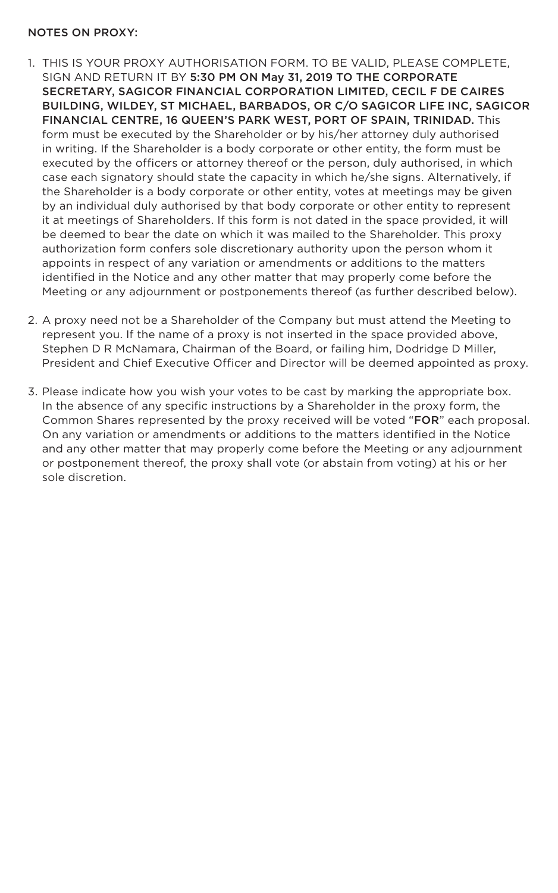NOTES ON PROXY:

1. THIS IS YOUR PROXY AUTHORISATION FORM. TO BE VALID, PLEASE COMPLETE, SIGN AND RETURN IT BY **5:30 PM ON May 31, 2019 TO THE CORPORATE SECRETARY, SAGICOR FINANCIAL CORPORATION LIMITED, CECIL F DE CAIRES BUILDING, WILDEY, ST MICHAEL, BARBADOS, OR C/O SAGICOR LIFE INC, SAGICOR FINANCIAL CENTRE, 16 QUEEN'S PARK WEST, PORT OF SPAIN, TRINIDAD.** This form must be executed by the Shareholder or by his/her attorney duly authorised in writing. If the Shareholder is a body corporate or other entity, the form must be executed by the officers or attorney thereof or the person, duly authorised, in which case each signatory should state the capacity in which he/she signs. Alternatively, if the Shareholder is a body corporate or other entity, votes at meetings may be given by an individual duly authorised by that body corporate or other entity to represent it at meetings of Shareholders. If this form is not dated in the space provided, it will be deemed to bear the date on which it was mailed to the Shareholder. This proxy authorization form confers sole discretionary authority upon the person whom it appoints in respect of any variation or amendments or additions to the matters identified in the Notice and any other matter that may properly come before the Meeting or any adjournment or postponements thereof (as further described below).

2. A proxy need not be a Shareholder of the Company but must attend the Meeting to represent you. If the name of a proxy is not inserted in the space provided above, Stephen D R McNamara, Chairman of the Board, or failing him, Dodridge D Miller, President and Chief Executive Officer and Director will be deemed appointed as proxy.

3. Please indicate how you wish your votes to be cast by marking the appropriate box. In the absence of any specific instructions by a Shareholder in the proxy form, the Common Shares represented by the proxy received will be voted "**FOR**" each proposal. On any variation or amendments or additions to the matters identified in the Notice and any other matter that may properly come before the Meeting or any adjournment or postponement thereof, the proxy shall vote (or abstain from voting) at his or her sole discretion.